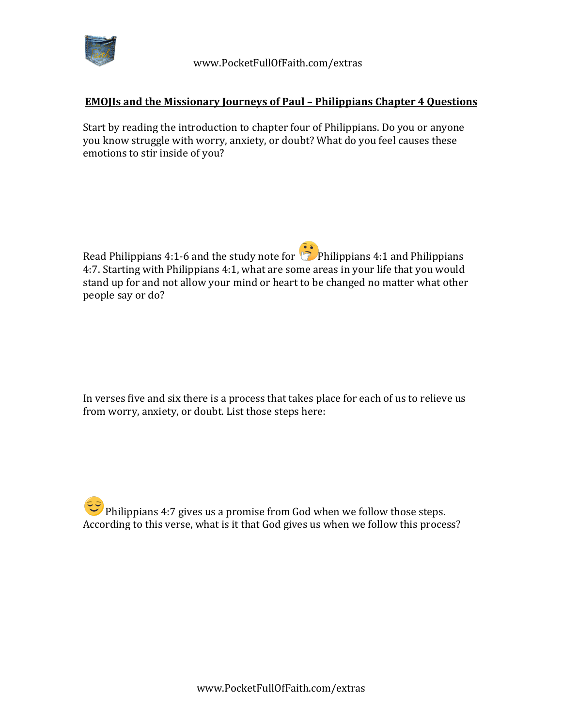## EMOJIs and the Missionary Journeys of Paul – Philippians Chapter 4 Questions

Start by reading the introduction to chapter four of Philippians. Do you or anyone you know struggle with worry, anxiety, or doubt? What do you feel causes these emotions to stir inside of you?

Read Philippians 4:1-6 and the study note for 🤔Philippians 4:1 and Philippians 4:7. Starting with Philippians 4:1, what are some areas in your life that you would stand up for and not allow your mind or heart to be changed no matter what other people say or do?

In verses five and six there is a process that takes place for each of us to relieve us from worry, anxiety, or doubt. List those steps here:

😌Philippians 4:7 gives us a promise from God when we follow those steps. According to this verse, what is it that God gives us when we follow this process?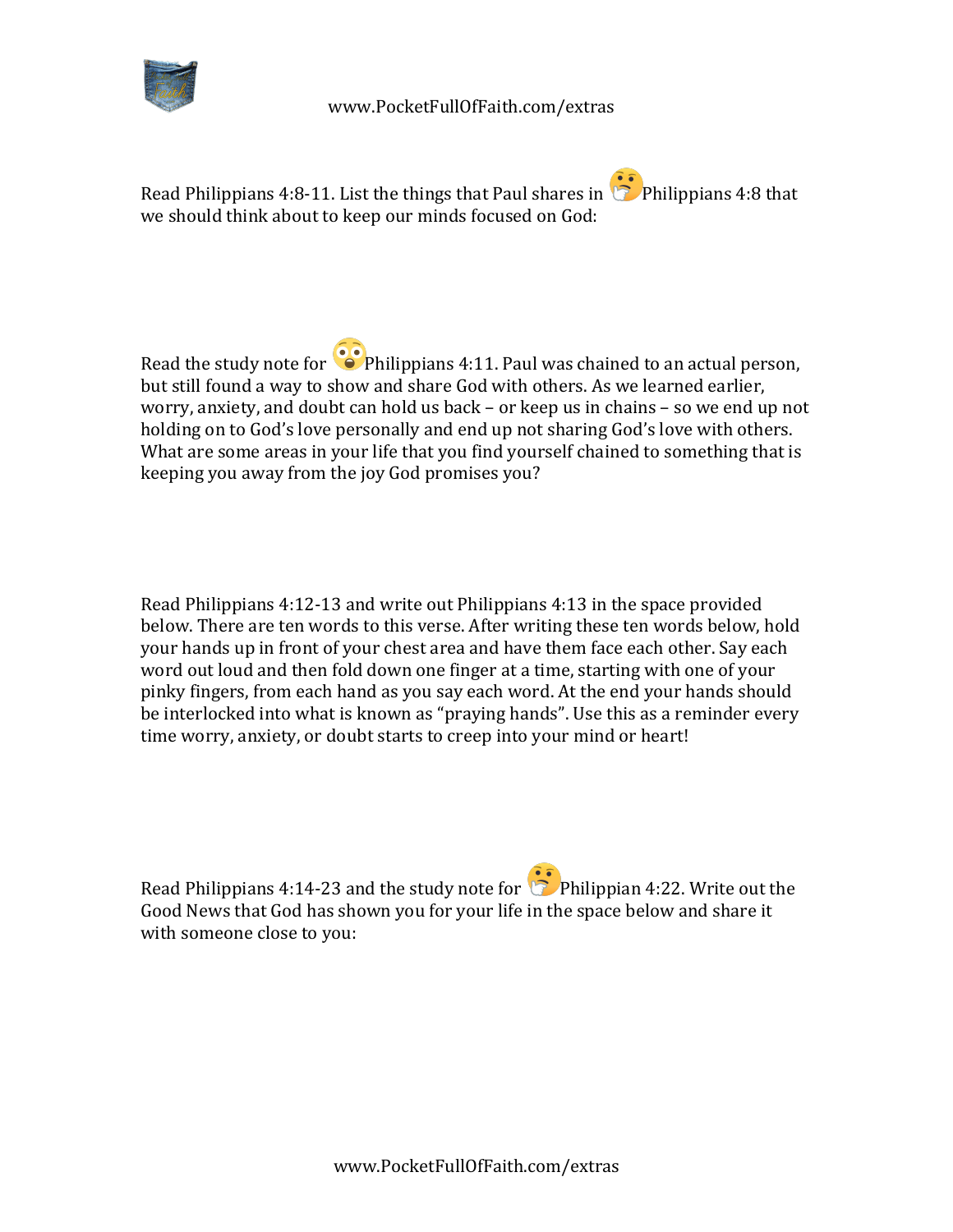Read Philippians 4:8-11. List the things that Paul shares in 🤔Philippians 4:8 that we should think about to keep our minds focused on God:

Read the study note for 😳Philippians 4:11. Paul was chained to an actual person, but still found a way to show and share God with others. As we learned earlier, worry, anxiety, and doubt can hold us back – or keep us in chains – so we end up not holding on to God's love personally and end up not sharing God's love with others. What are some areas in your life that you find yourself chained to something that is keeping you away from the joy God promises you?

Read Philippians 4:12-13 and write out Philippians 4:13 in the space provided below. There are ten words to this verse. After writing these ten words below, hold your hands up in front of your chest area and have them face each other. Say each word out loud and then fold down one finger at a time, starting with one of your pinky fingers, from each hand as you say each word. At the end your hands should be interlocked into what is known as "praying hands". Use this as a reminder every time worry, anxiety, or doubt starts to creep into your mind or heart!

Read Philippians 4:14-23 and the study note for 🤔Philippian 4:22. Write out the Good News that God has shown you for your life in the space below and share it with someone close to you: